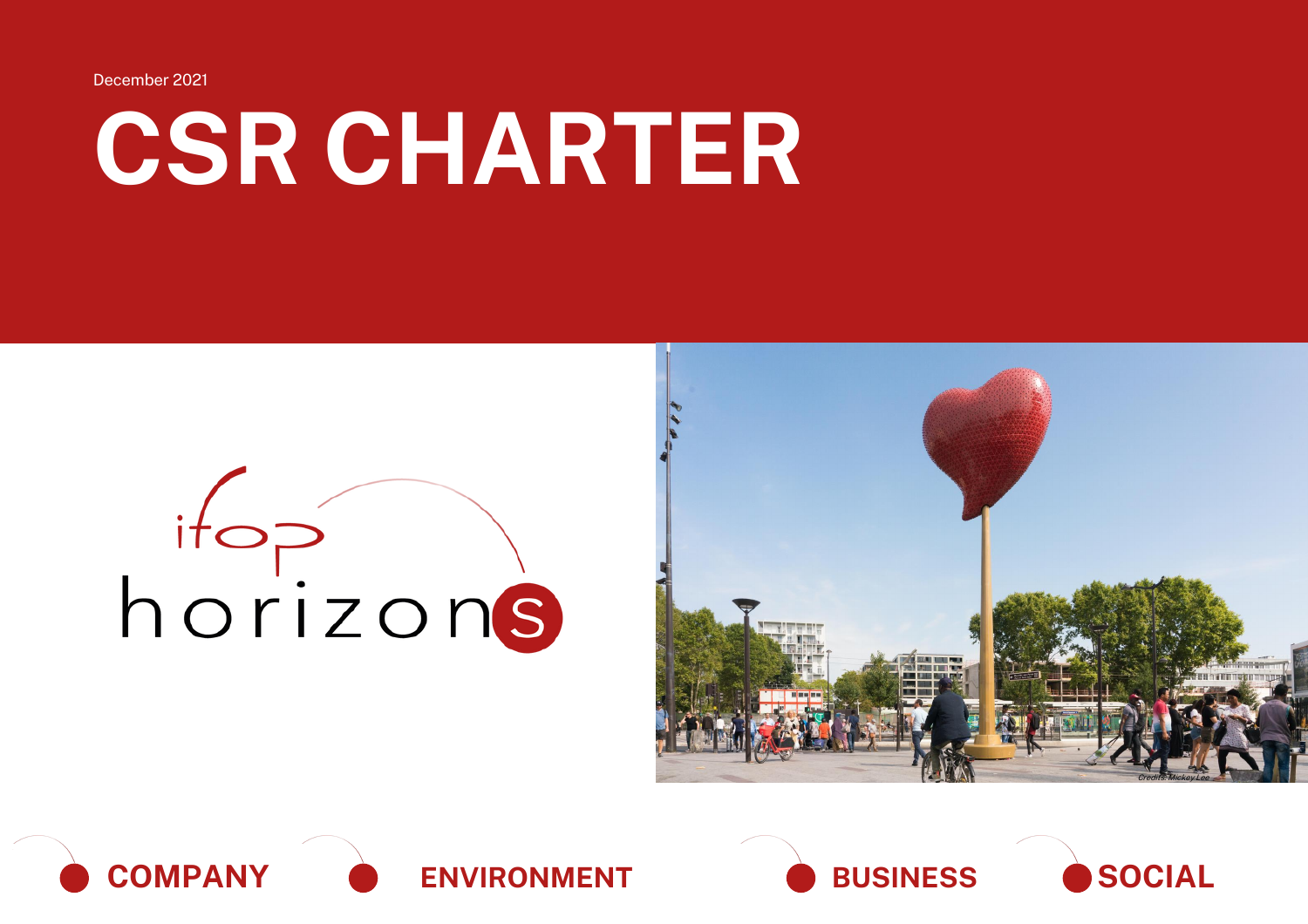December 2021

# CSR CHARTER

ifop horizons

*Credits: Mickey Lee*

**COMPANY** **ENVIRONMENT** **BUSINESS** **SOCIAL**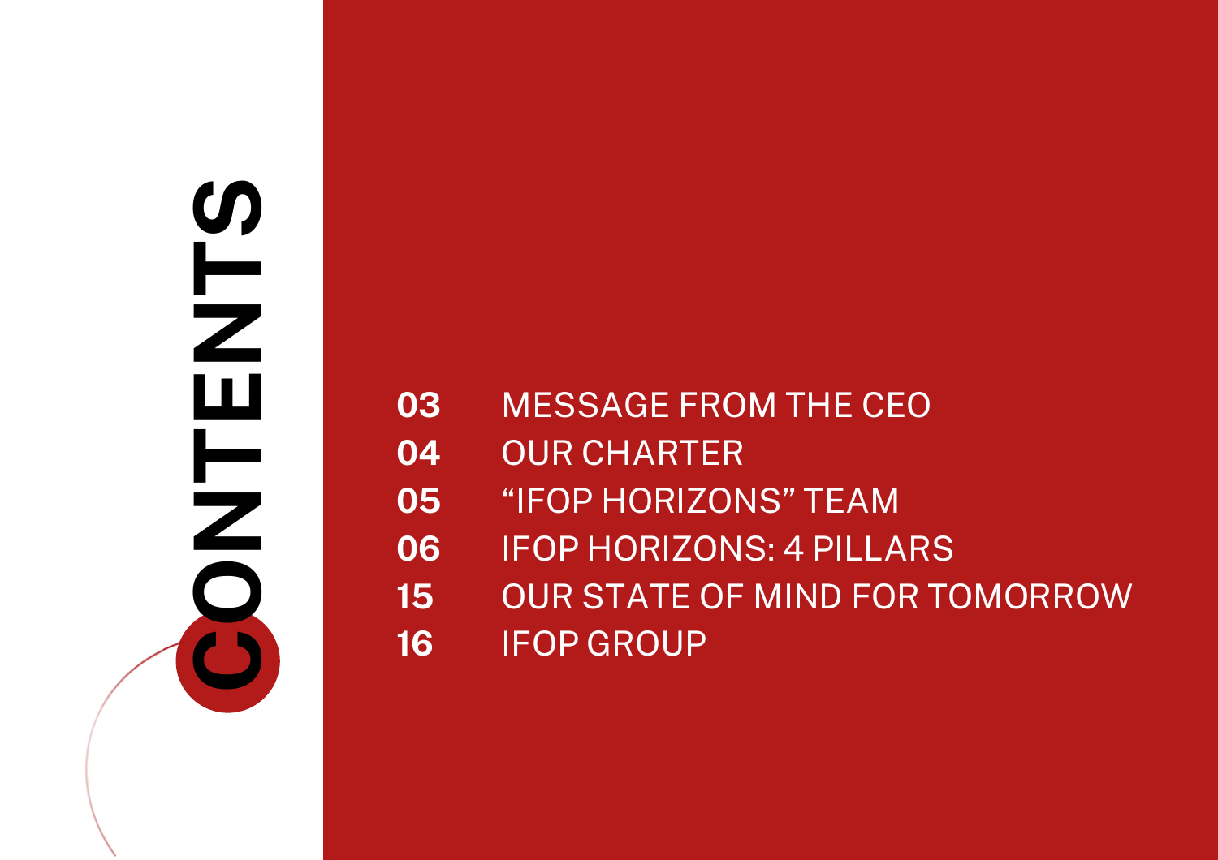# CONTENTS

**03** MESSAGE FROM THE CEO

**04** OUR CHARTER

**05** “IFOP HORIZONS” TEAM

**06** IFOP HORIZONS: 4 PILLARS

**15** OUR STATE OF MIND FOR TOMORROW

**16** IFOP GROUP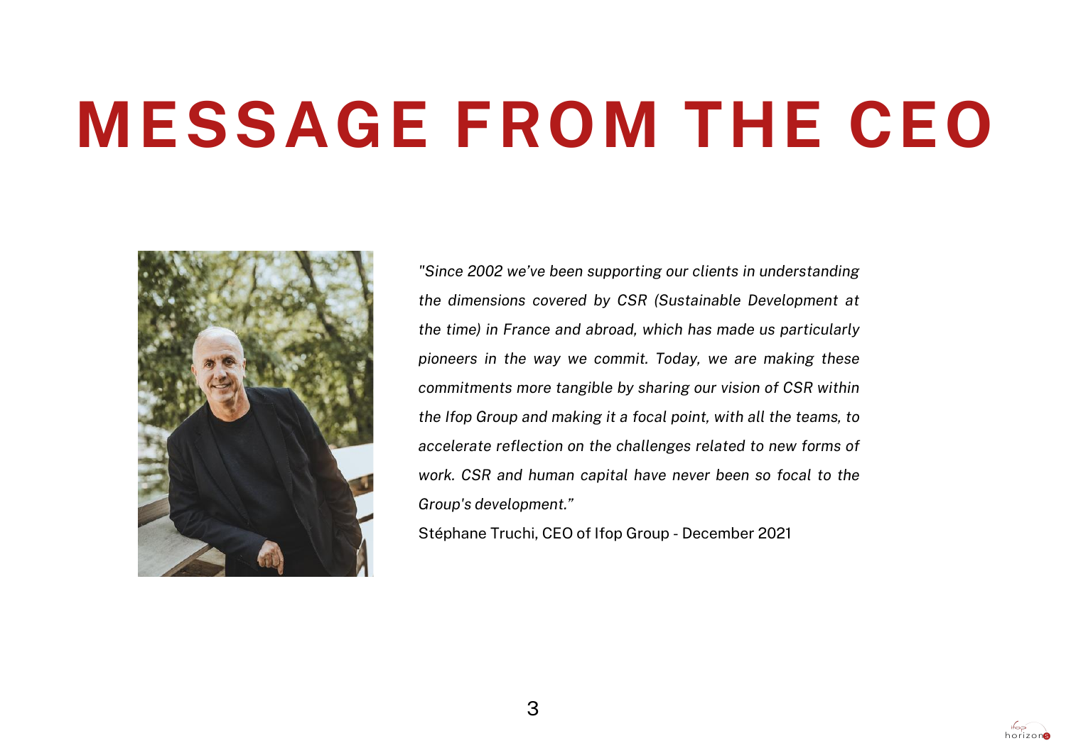# MESSAGE FROM THE CEO

*"Since 2002 we've been supporting our clients in understanding the dimensions covered by CSR (Sustainable Development at the time) in France and abroad, which has made us particularly pioneers in the way we commit. Today, we are making these commitments more tangible by sharing our vision of CSR within the Ifop Group and making it a focal point, with all the teams, to accelerate reflection on the challenges related to new forms of work. CSR and human capital have never been so focal to the Group's development."*

Stéphane Truchi, CEO of Ifop Group - December 2021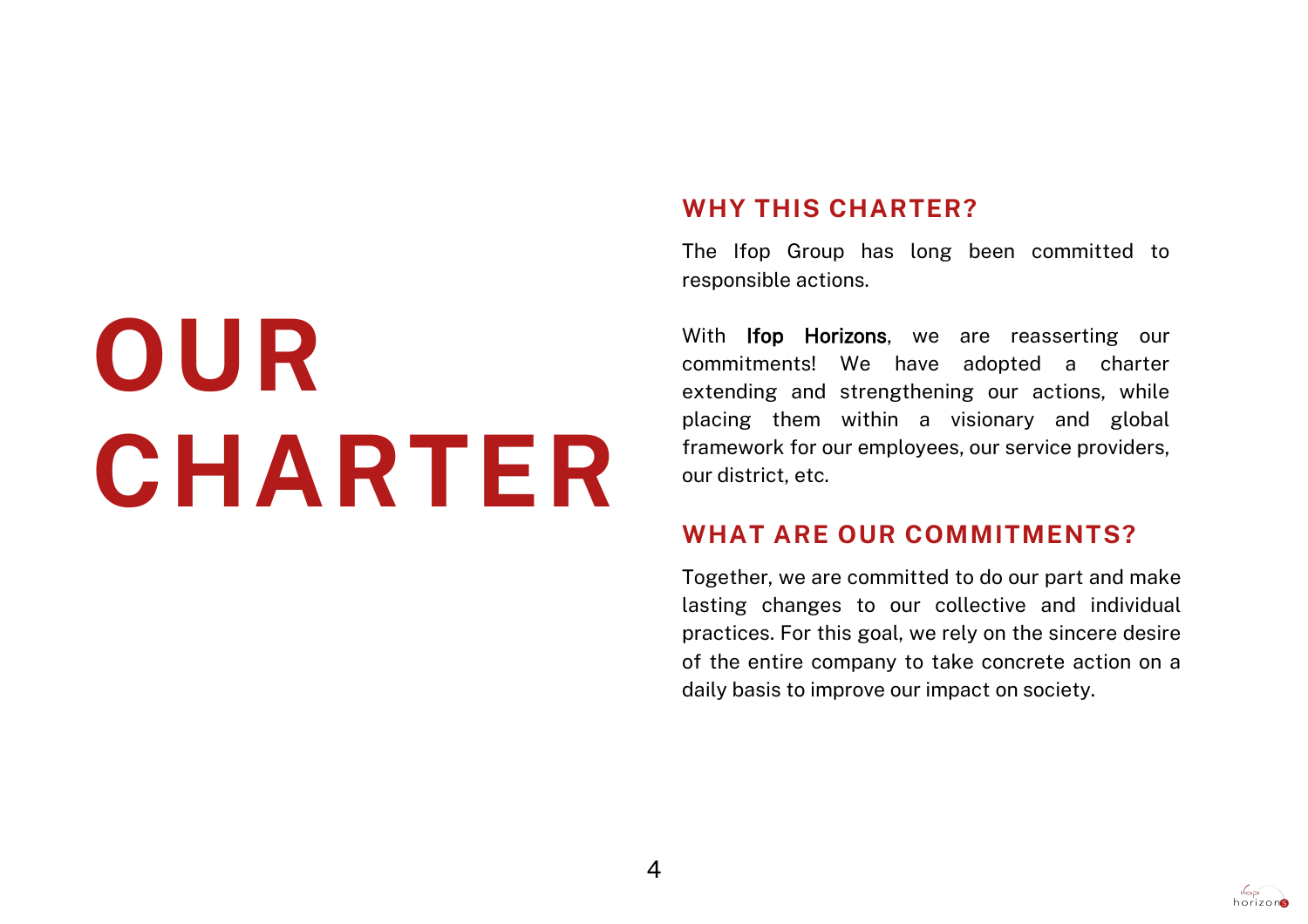# OUR CHARTER

## WHY THIS CHARTER?

The Ifop Group has long been committed to responsible actions.

With **Ifop Horizons**, we are reasserting our commitments! We have adopted a charter extending and strengthening our actions, while placing them within a visionary and global framework for our employees, our service providers, our district, etc.

## WHAT ARE OUR COMMITMENTS?

Together, we are committed to do our part and make lasting changes to our collective and individual practices. For this goal, we rely on the sincere desire of the entire company to take concrete action on a daily basis to improve our impact on society.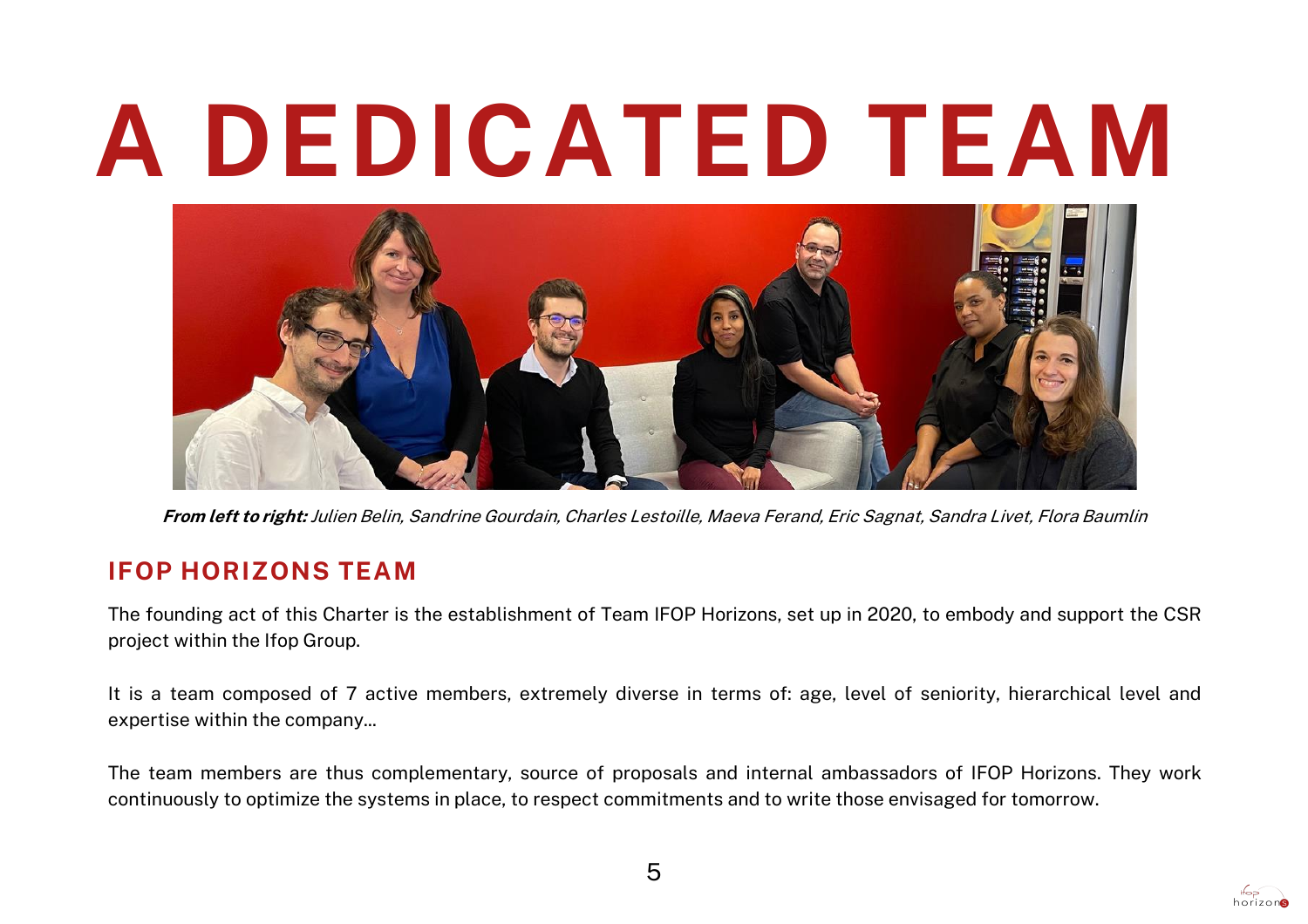# A DEDICATED TEAM

***From left to right:*** *Julien Belin, Sandrine Gourdain, Charles Lestoille, Maeva Ferand, Eric Sagnat, Sandra Livet, Flora Baumlin*

## IFOP HORIZONS TEAM

The founding act of this Charter is the establishment of Team IFOP Horizons, set up in 2020, to embody and support the CSR project within the Ifop Group.

It is a team composed of 7 active members, extremely diverse in terms of: age, level of seniority, hierarchical level and expertise within the company...

The team members are thus complementary, source of proposals and internal ambassadors of IFOP Horizons. They work continuously to optimize the systems in place, to respect commitments and to write those envisaged for tomorrow.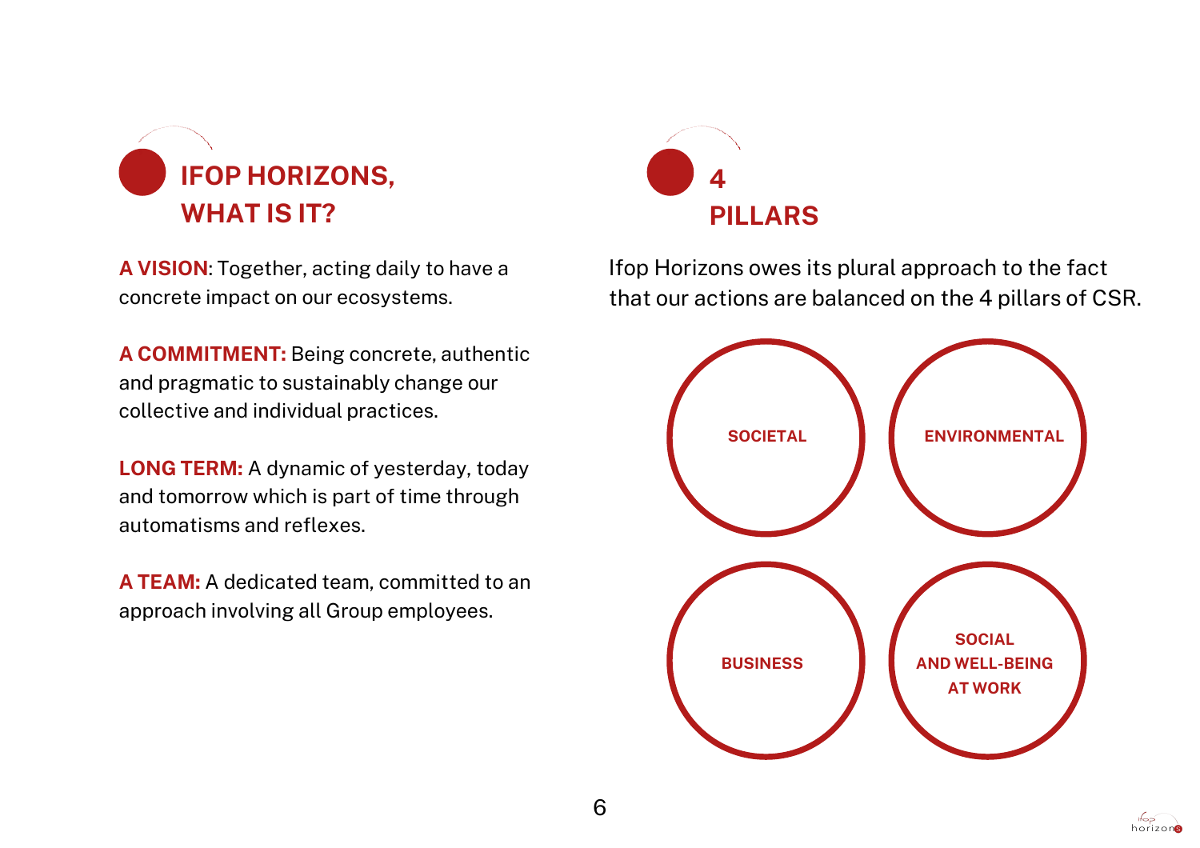## IFOP HORIZONS, WHAT IS IT?

**A VISION**: Together, acting daily to have a concrete impact on our ecosystems.

**A COMMITMENT:** Being concrete, authentic and pragmatic to sustainably change our collective and individual practices.

**LONG TERM:** A dynamic of yesterday, today and tomorrow which is part of time through automatisms and reflexes.

**A TEAM:** A dedicated team, committed to an approach involving all Group employees.

## 4 PILLARS

Ifop Horizons owes its plural approach to the fact that our actions are balanced on the 4 pillars of CSR.

SOCIETAL

ENVIRONMENTAL

BUSINESS

SOCIAL AND WELL-BEING AT WORK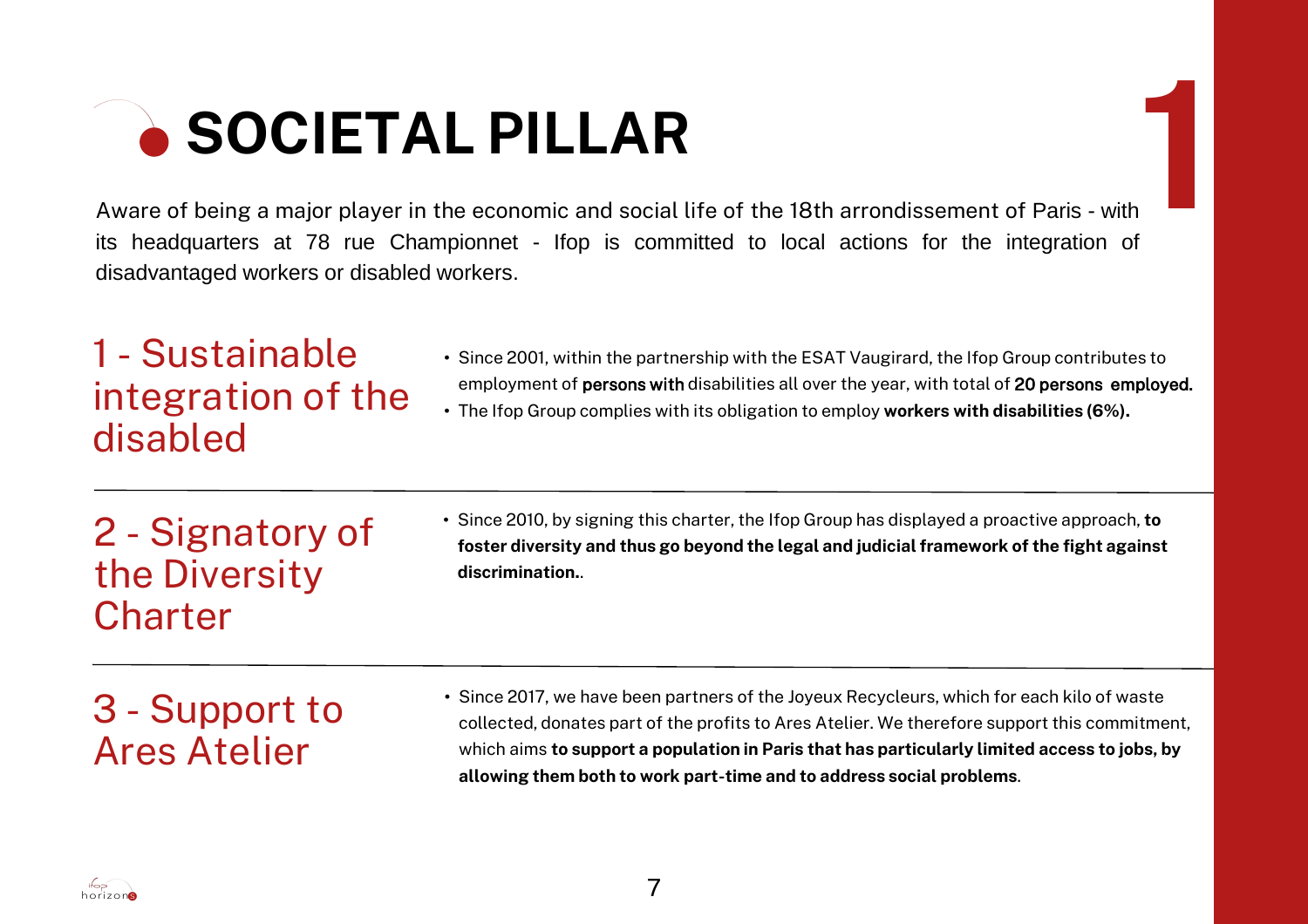# SOCIETAL PILLAR

Aware of being a major player in the economic and social life of the 18th arrondissement of Paris - with its headquarters at 78 rue Championnet - Ifop is committed to local actions for the integration of disadvantaged workers or disabled workers.

## 1 - Sustainable integration of the disabled

- Since 2001, within the partnership with the ESAT Vaugirard, the Ifop Group contributes to employment of **persons with** disabilities all over the year, with total of **20 persons employed.**
- The Ifop Group complies with its obligation to employ **workers with disabilities (6%).**

## 2 - Signatory of the Diversity Charter

- Since 2010, by signing this charter, the Ifop Group has displayed a proactive approach, **to foster diversity and thus go beyond the legal and judicial framework of the fight against discrimination.**.

## 3 - Support to Ares Atelier

- Since 2017, we have been partners of the Joyeux Recycleurs, which for each kilo of waste collected, donates part of the profits to Ares Atelier. We therefore support this commitment, which aims **to support a population in Paris that has particularly limited access to jobs, by allowing them both to work part-time and to address social problems**.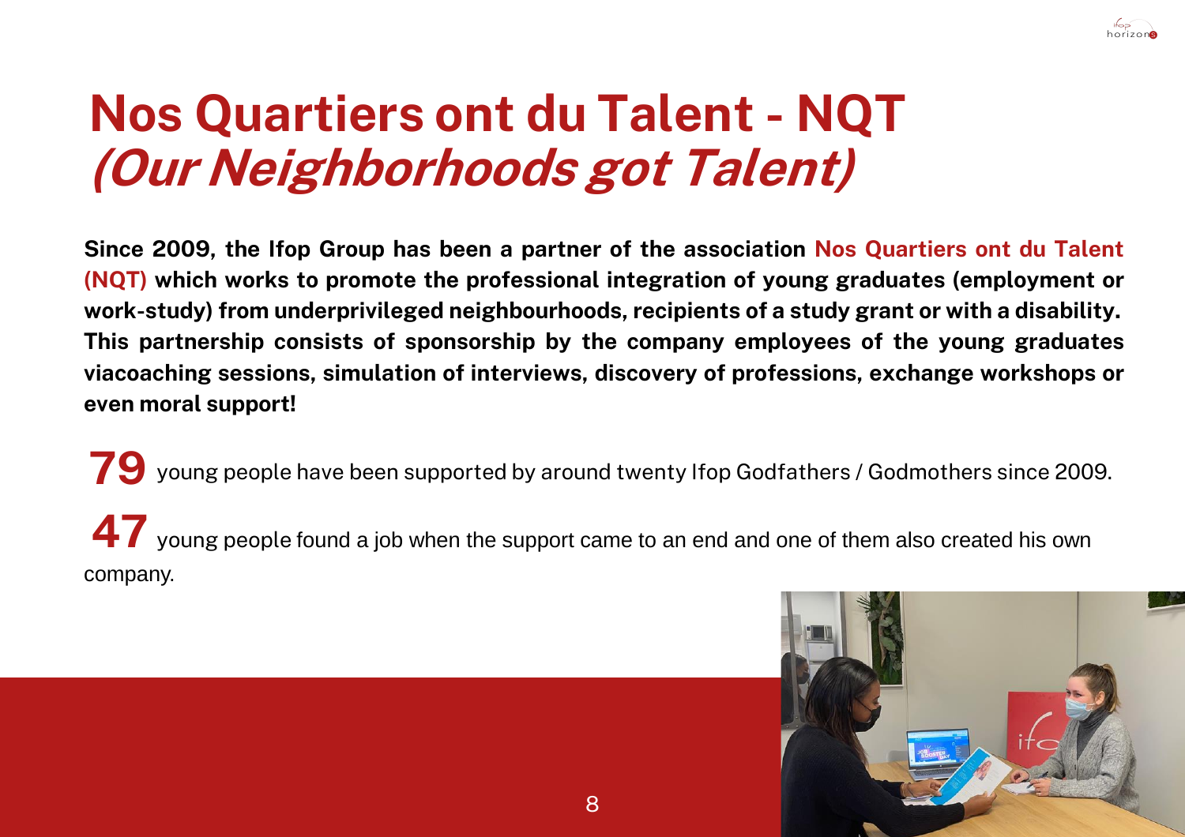# Nos Quartiers ont du Talent - NQT *(Our Neighborhoods got Talent)*

**Since 2009, the Ifop Group has been a partner of the association Nos Quartiers ont du Talent (NQT) which works to promote the professional integration of young graduates (employment or work-study) from underprivileged neighbourhoods, recipients of a study grant or with a disability. This partnership consists of sponsorship by the company employees of the young graduates viacoaching sessions, simulation of interviews, discovery of professions, exchange workshops or even moral support!**

**79** young people have been supported by around twenty Ifop Godfathers / Godmothers since 2009.

**47** young people found a job when the support came to an end and one of them also created his own company.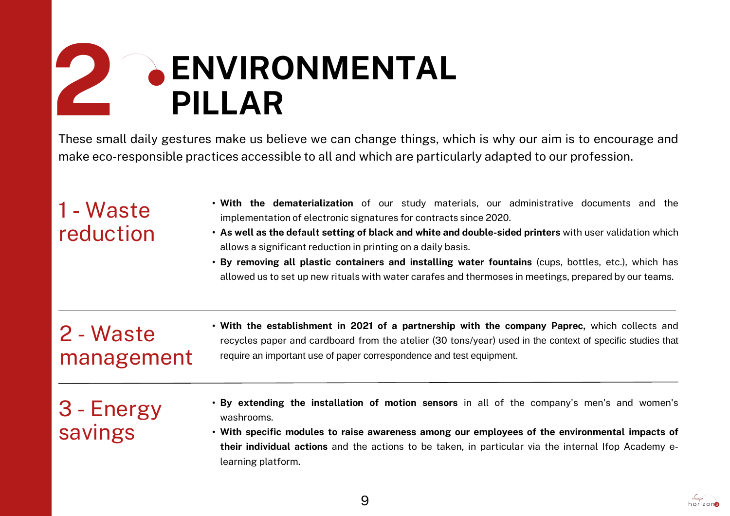# 2. ENVIRONMENTAL PILLAR

These small daily gestures make us believe we can change things, which is why our aim is to encourage and make eco-responsible practices accessible to all and which are particularly adapted to our profession.

## 1 - Waste reduction

- **With the dematerialization** of our study materials, our administrative documents and the implementation of electronic signatures for contracts since 2020.
- **As well as the default setting of black and white and double-sided printers** with user validation which allows a significant reduction in printing on a daily basis.
- **By removing all plastic containers and installing water fountains** (cups, bottles, etc.), which has allowed us to set up new rituals with water carafes and thermoses in meetings, prepared by our teams.

## 2 - Waste management

- **With the establishment in 2021 of a partnership with the company Paprec,** which collects and recycles paper and cardboard from the atelier (30 tons/year) used in the context of specific studies that require an important use of paper correspondence and test equipment.

## 3 - Energy savings

- **By extending the installation of motion sensors** in all of the company's men's and women's washrooms.
- **With specific modules to raise awareness among our employees of the environmental impacts of their individual actions** and the actions to be taken, in particular via the internal Ifop Academy e-learning platform.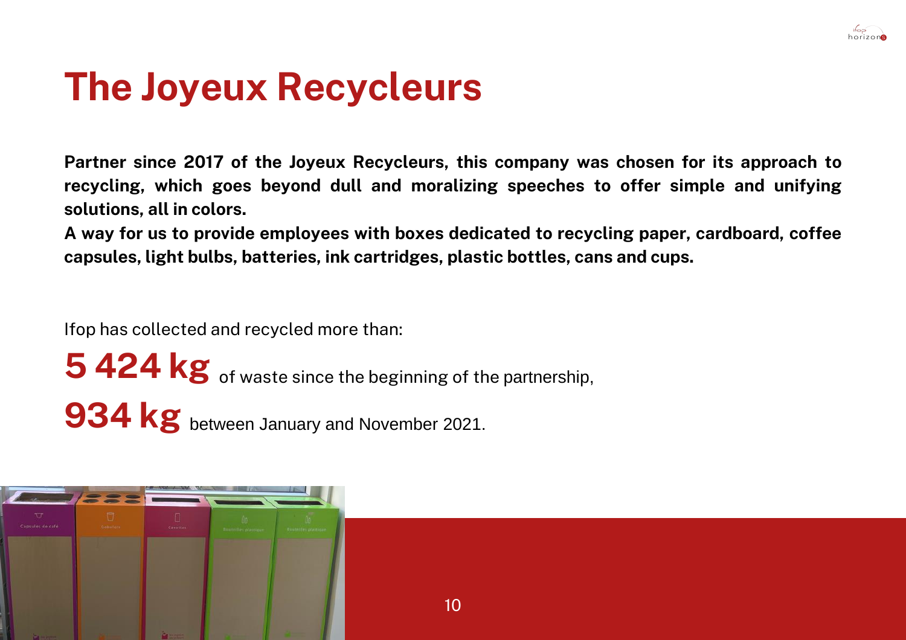# The Joyeux Recycleurs

**Partner since 2017 of the Joyeux Recycleurs, this company was chosen for its approach to recycling, which goes beyond dull and moralizing speeches to offer simple and unifying solutions, all in colors.**
**A way for us to provide employees with boxes dedicated to recycling paper, cardboard, coffee capsules, light bulbs, batteries, ink cartridges, plastic bottles, cans and cups.**

Ifop has collected and recycled more than:

**5 424 kg** of waste since the beginning of the partnership,

**934 kg** between January and November 2021.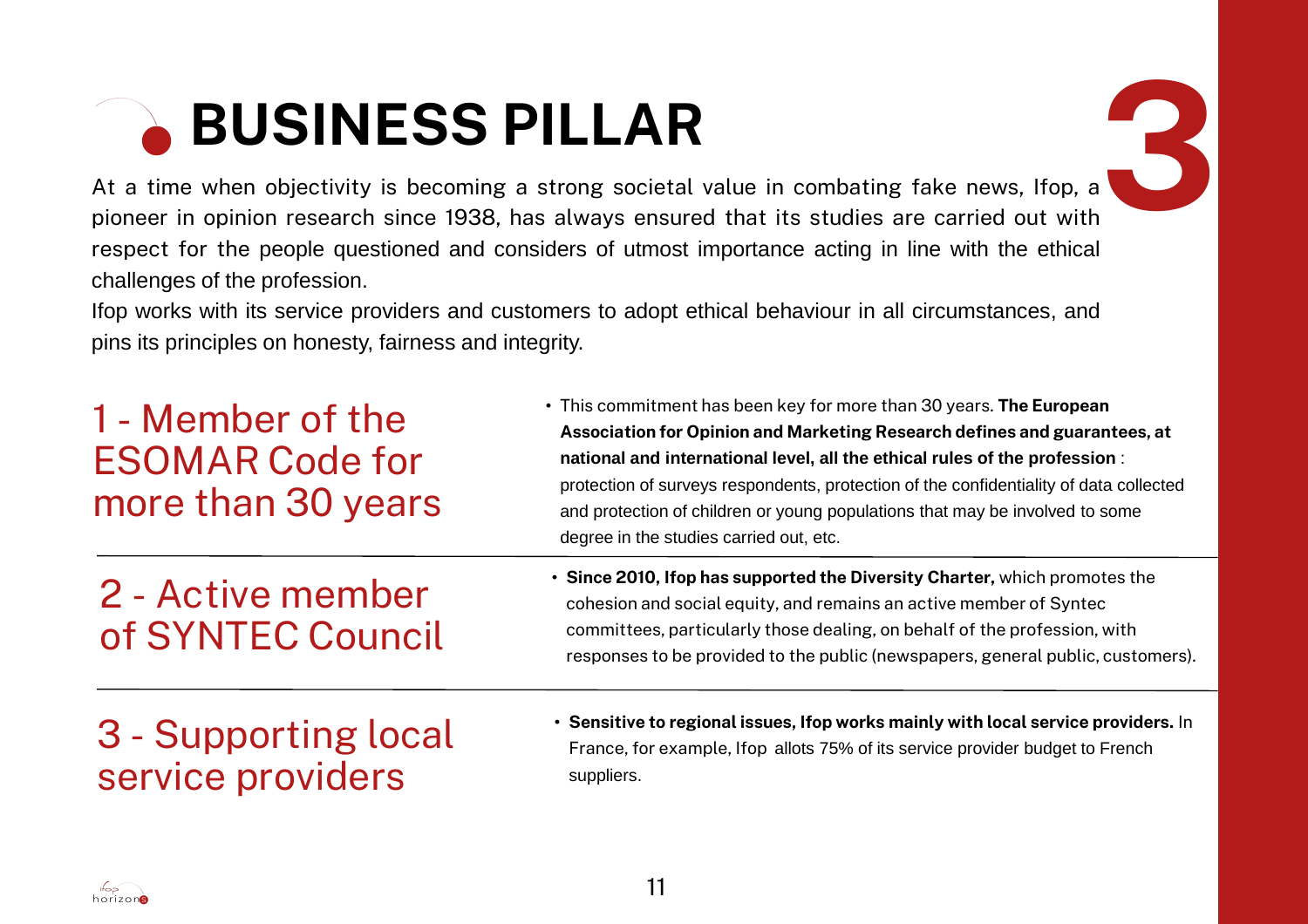# BUSINESS PILLAR 3

At a time when objectivity is becoming a strong societal value in combating fake news, Ifop, a pioneer in opinion research since 1938, has always ensured that its studies are carried out with respect for the people questioned and considers of utmost importance acting in line with the ethical challenges of the profession.

Ifop works with its service providers and customers to adopt ethical behaviour in all circumstances, and pins its principles on honesty, fairness and integrity.

## 1 - Member of the ESOMAR Code for more than 30 years

- This commitment has been key for more than 30 years. **The European Association for Opinion and Marketing Research defines and guarantees, at national and international level, all the ethical rules of the profession** : protection of surveys respondents, protection of the confidentiality of data collected and protection of children or young populations that may be involved to some degree in the studies carried out, etc.

## 2 - Active member of SYNTEC Council

- **Since 2010, Ifop has supported the Diversity Charter,** which promotes the cohesion and social equity, and remains an active member of Syntec committees, particularly those dealing, on behalf of the profession, with responses to be provided to the public (newspapers, general public, customers).

## 3 - Supporting local service providers

- **Sensitive to regional issues, Ifop works mainly with local service providers.** In France, for example, Ifop allots 75% of its service provider budget to French suppliers.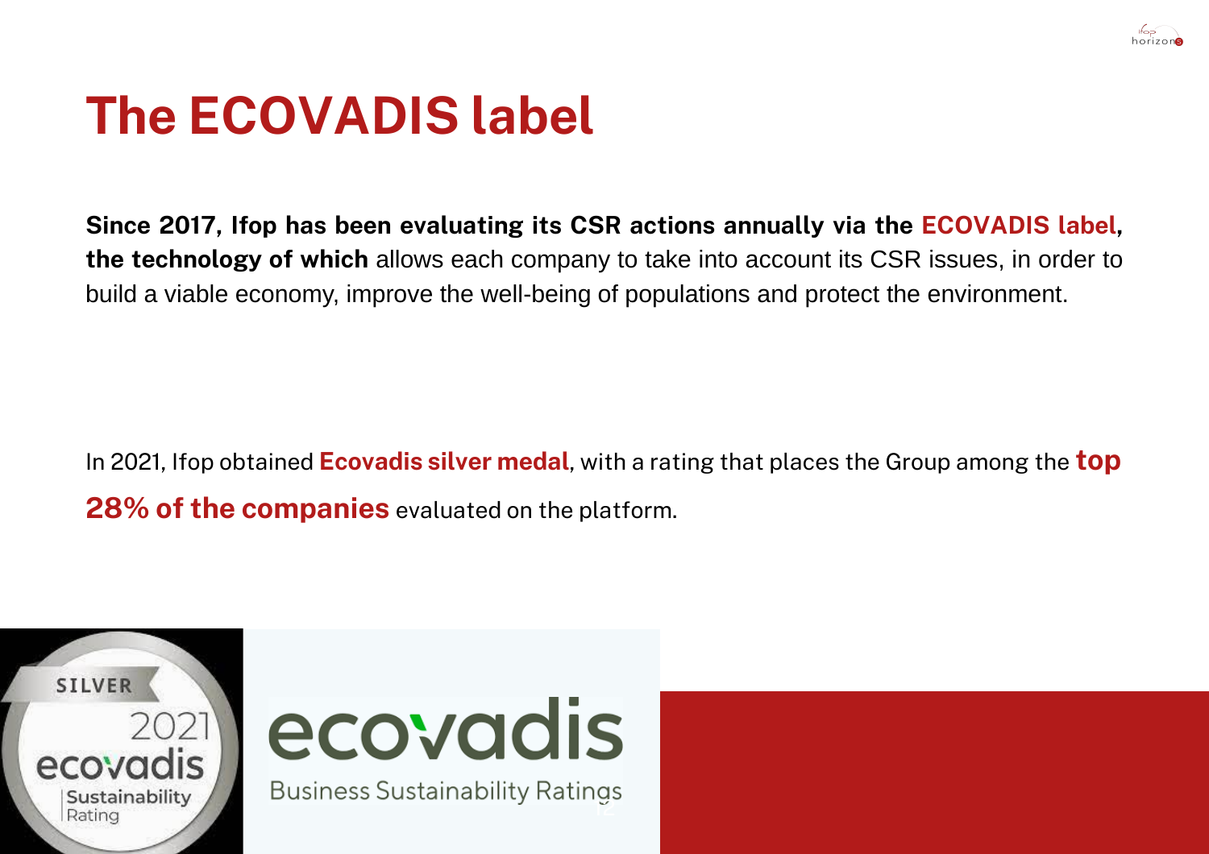# The ECOVADIS label

**Since 2017, Ifop has been evaluating its CSR actions annually via the ECOVADIS label, the technology of which** allows each company to take into account its CSR issues, in order to build a viable economy, improve the well-being of populations and protect the environment.

In 2021, Ifop obtained **Ecovadis silver medal**, with a rating that places the Group among the **top 28% of the companies** evaluated on the platform.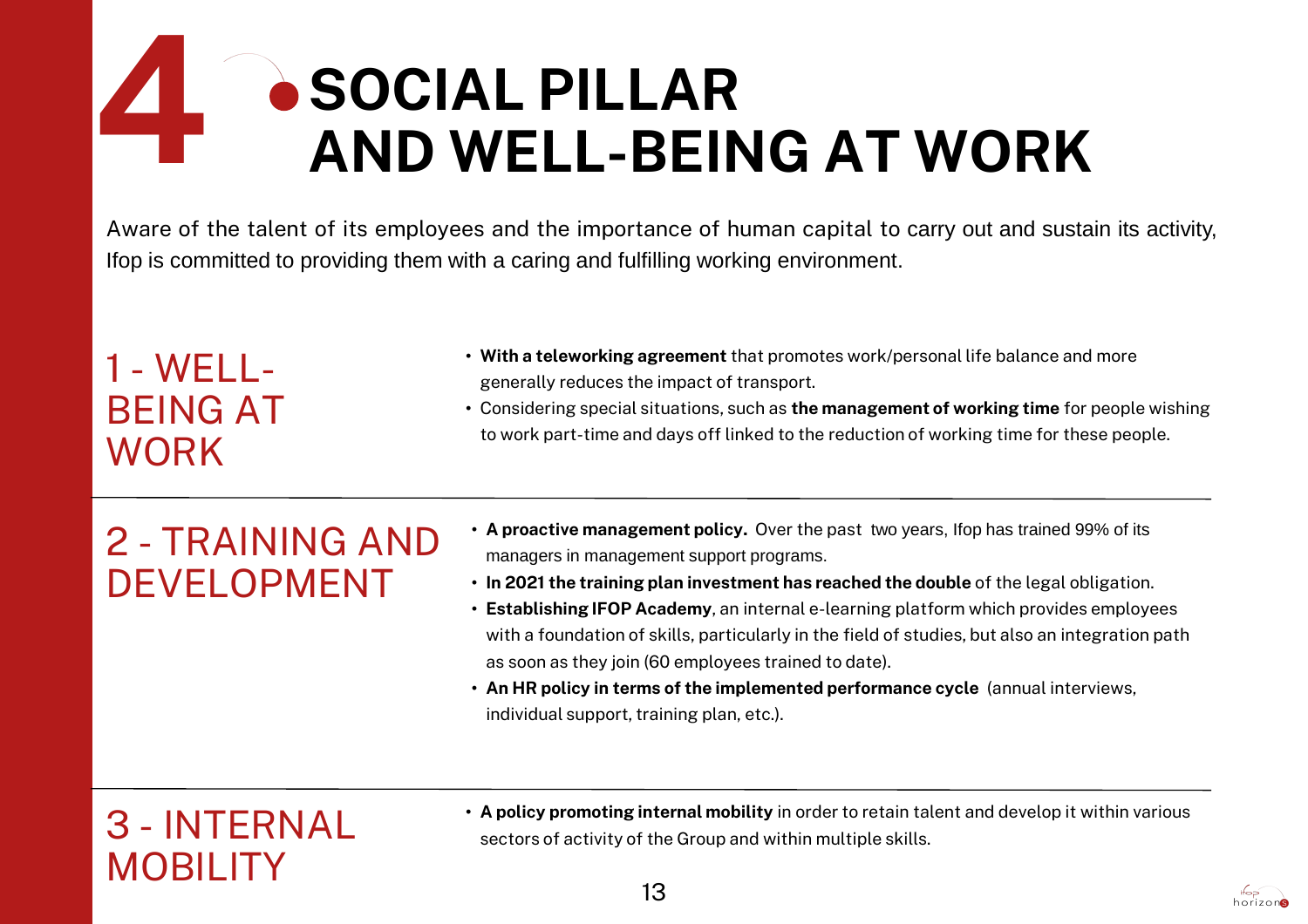# 4 SOCIAL PILLAR AND WELL-BEING AT WORK

Aware of the talent of its employees and the importance of human capital to carry out and sustain its activity, Ifop is committed to providing them with a caring and fulfilling working environment.

## 1 - WELL-BEING AT WORK

- **With a teleworking agreement** that promotes work/personal life balance and more generally reduces the impact of transport.
- Considering special situations, such as **the management of working time** for people wishing to work part-time and days off linked to the reduction of working time for these people.

## 2 - TRAINING AND DEVELOPMENT

- **A proactive management policy.** Over the past two years, Ifop has trained 99% of its managers in management support programs.
- **In 2021 the training plan investment has reached the double** of the legal obligation.
- **Establishing IFOP Academy**, an internal e-learning platform which provides employees with a foundation of skills, particularly in the field of studies, but also an integration path as soon as they join (60 employees trained to date).
- **An HR policy in terms of the implemented performance cycle** (annual interviews, individual support, training plan, etc.).

## 3 - INTERNAL MOBILITY

- **A policy promoting internal mobility** in order to retain talent and develop it within various sectors of activity of the Group and within multiple skills.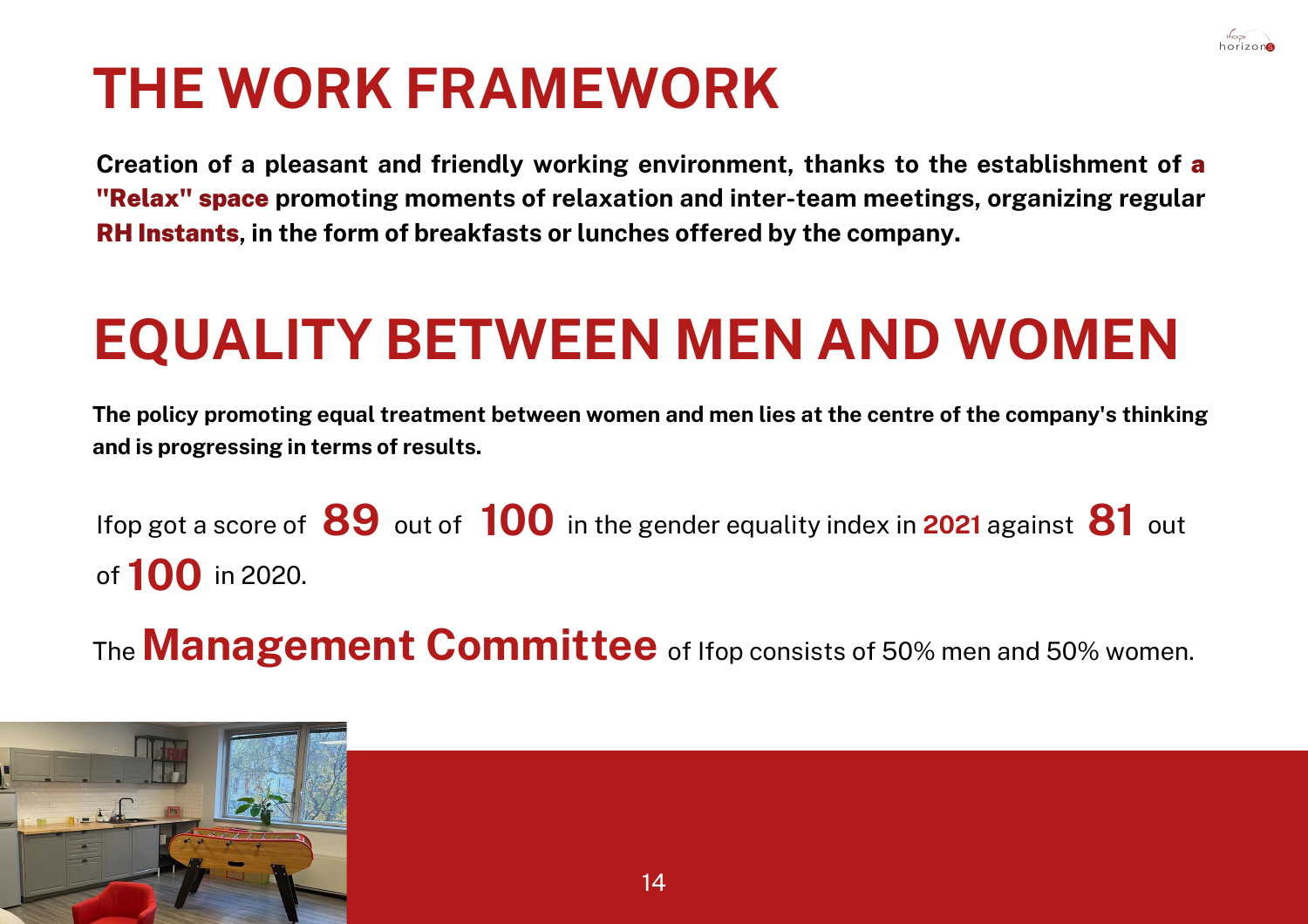# THE WORK FRAMEWORK

**Creation of a pleasant and friendly working environment, thanks to the establishment of a "Relax" space promoting moments of relaxation and inter-team meetings, organizing regular RH Instants, in the form of breakfasts or lunches offered by the company.**

# EQUALITY BETWEEN MEN AND WOMEN

**The policy promoting equal treatment between women and men lies at the centre of the company's thinking and is progressing in terms of results.**

Ifop got a score of **89** out of **100** in the gender equality index in **2021** against **81** out of **100** in 2020.

The **Management Committee** of Ifop consists of 50% men and 50% women.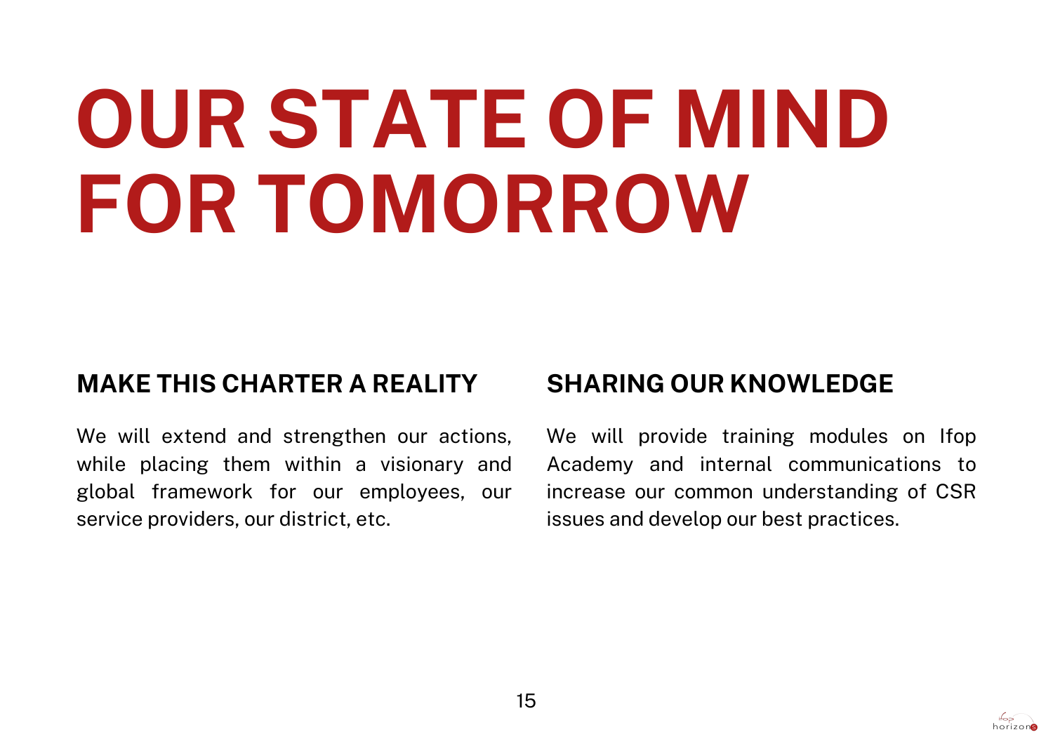# OUR STATE OF MIND FOR TOMORROW

## MAKE THIS CHARTER A REALITY

We will extend and strengthen our actions, while placing them within a visionary and global framework for our employees, our service providers, our district, etc.

## SHARING OUR KNOWLEDGE

We will provide training modules on Ifop Academy and internal communications to increase our common understanding of CSR issues and develop our best practices.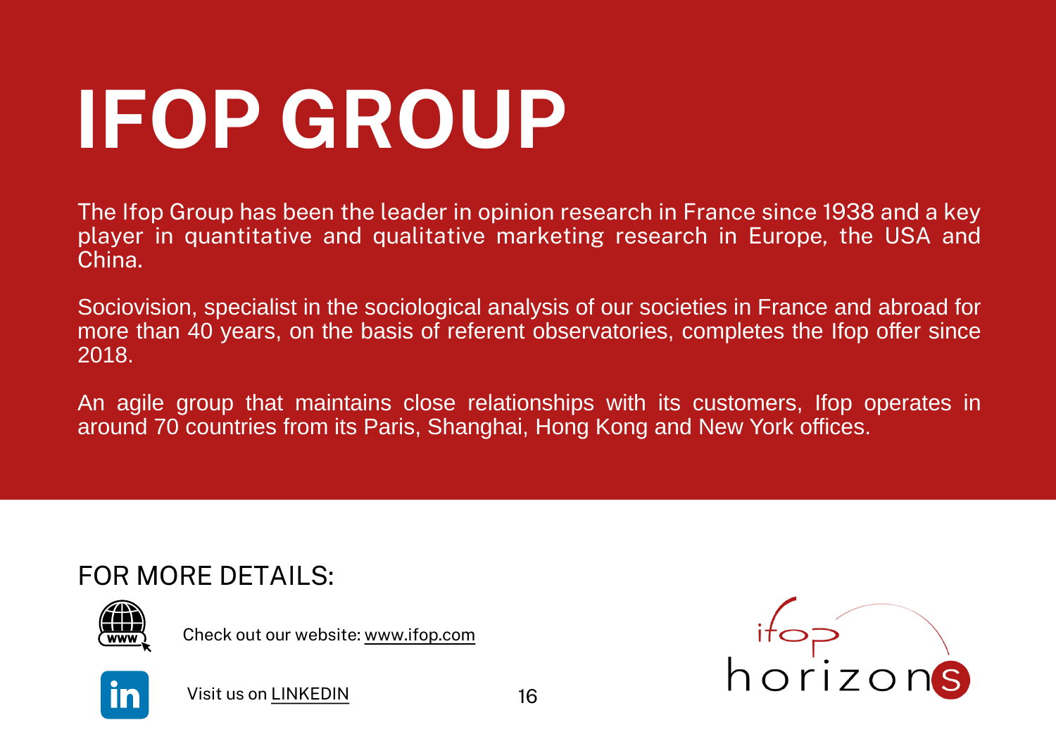# IFOP GROUP

The Ifop Group has been the leader in opinion research in France since 1938 and a key player in quantitative and qualitative marketing research in Europe, the USA and China.

Sociovision, specialist in the sociological analysis of our societies in France and abroad for more than 40 years, on the basis of referent observatories, completes the Ifop offer since 2018.

An agile group that maintains close relationships with its customers, Ifop operates in around 70 countries from its Paris, Shanghai, Hong Kong and New York offices.

## FOR MORE DETAILS:

Check out our website: www.ifop.com

Visit us on LINKEDIN

ifop horizons